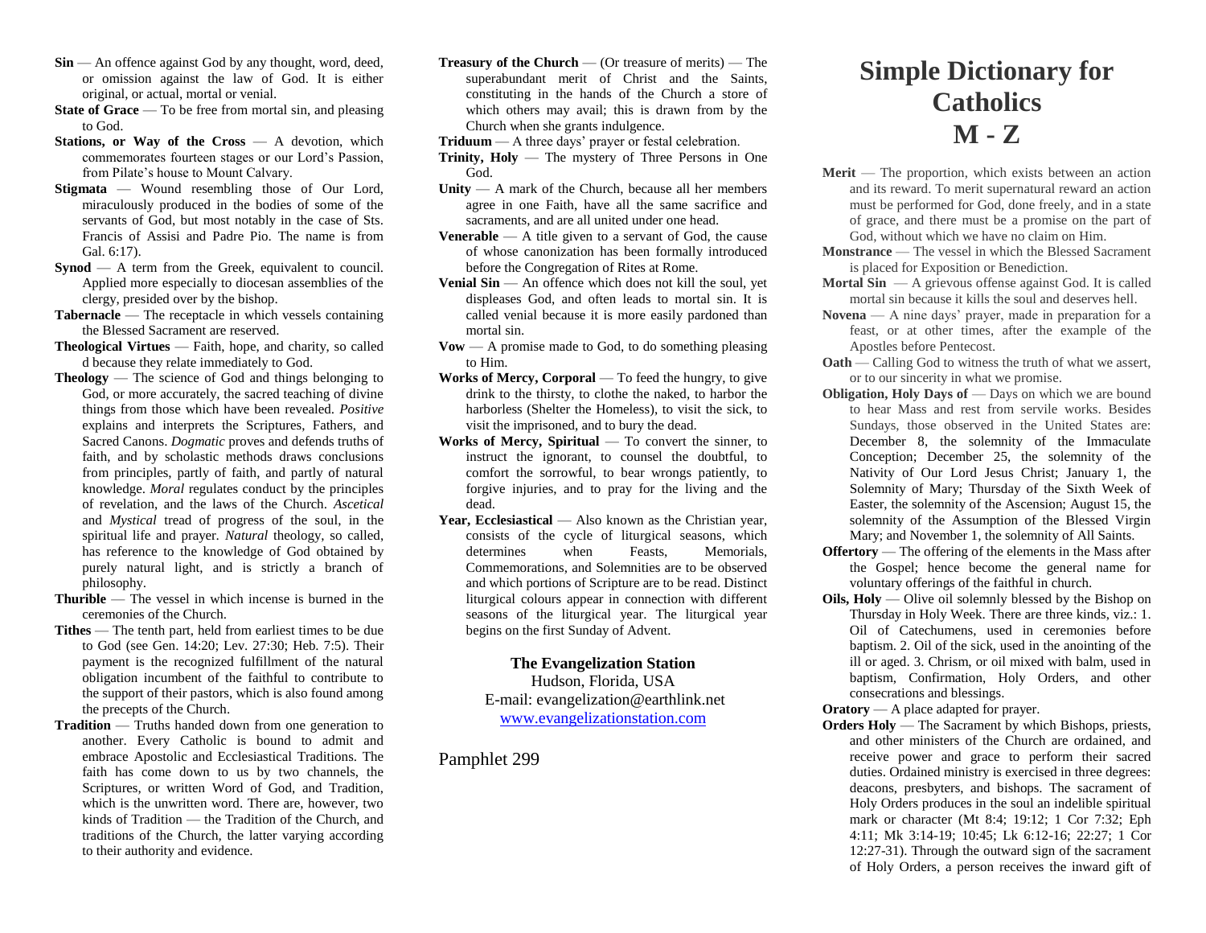**Sin** — An offence against God by any thought, word, deed, or omission against the law of God. It is either original, or actual, mortal or venial.

**State of Grace** — To be free from mortal sin, and pleasing to God.

**Stations, or Way of the Cross** — A devotion, which commemorates fourteen stages or our Lord's Passion, from Pilate's house to Mount Calvary.

**Stigmata** — Wound resembling those of Our Lord, miraculously produced in the bodies of some of the servants of God, but most notably in the case of Sts. Francis of Assisi and Padre Pio. The name is from Gal. 6:17).

**Synod** — A term from the Greek, equivalent to council. Applied more especially to diocesan assemblies of the clergy, presided over by the bishop.

**Tabernacle** — The receptacle in which vessels containing the Blessed Sacrament are reserved.

**Theological Virtues** — Faith, hope, and charity, so called d because they relate immediately to God.

**Theology** — The science of God and things belonging to God, or more accurately, the sacred teaching of divine things from those which have been revealed. *Positive* explains and interprets the Scriptures, Fathers, and Sacred Canons. *Dogmatic* proves and defends truths of faith, and by scholastic methods draws conclusions from principles, partly of faith, and partly of natural knowledge. *Moral* regulates conduct by the principles of revelation, and the laws of the Church. *Ascetical* and *Mystical* tread of progress of the soul, in the spiritual life and prayer. *Natural* theology, so called, has reference to the knowledge of God obtained by purely natural light, and is strictly a branch of philosophy.

**Thurible** — The vessel in which incense is burned in the ceremonies of the Church.

**Tithes** — The tenth part, held from earliest times to be due to God (see Gen. 14:20; Lev. 27:30; Heb. 7:5). Their payment is the recognized fulfillment of the natural obligation incumbent of the faithful to contribute to the support of their pastors, which is also found among the precepts of the Church.

**Tradition** — Truths handed down from one generation to another. Every Catholic is bound to admit and embrace Apostolic and Ecclesiastical Traditions. The faith has come down to us by two channels, the Scriptures, or written Word of God, and Tradition, which is the unwritten word. There are, however, two kinds of Tradition — the Tradition of the Church, and traditions of the Church, the latter varying according to their authority and evidence.

**Treasury of the Church** — (Or treasure of merits) — The superabundant merit of Christ and the Saints, constituting in the hands of the Church a store of which others may avail; this is drawn from by the Church when she grants indulgence.

**Triduum** — A three days' prayer or festal celebration.

**Trinity, Holy** — The mystery of Three Persons in One God.

**Unity** — A mark of the Church, because all her members agree in one Faith, have all the same sacrifice and sacraments, and are all united under one head.

**Venerable** — A title given to a servant of God, the cause of whose canonization has been formally introduced before the Congregation of Rites at Rome.

**Venial Sin** — An offence which does not kill the soul, yet displeases God, and often leads to mortal sin. It is called venial because it is more easily pardoned than mortal sin.

**Vow** — A promise made to God, to do something pleasing to Him.

**Works of Mercy, Corporal** — To feed the hungry, to give drink to the thirsty, to clothe the naked, to harbor the harborless (Shelter the Homeless), to visit the sick, to visit the imprisoned, and to bury the dead.

**Works of Mercy, Spiritual** — To convert the sinner, to instruct the ignorant, to counsel the doubtful, to comfort the sorrowful, to bear wrongs patiently, to forgive injuries, and to pray for the living and the dead.

**Year, Ecclesiastical** — Also known as the Christian year, consists of the cycle of liturgical seasons, which determines when Feasts, Memorials, Commemorations, and Solemnities are to be observed and which portions of Scripture are to be read. Distinct liturgical colours appear in connection with different seasons of the liturgical year. The liturgical year begins on the first Sunday of Advent.

**The Evangelization Station**
Hudson, Florida, USA
E-mail: evangelization@earthlink.net
www.evangelizationstation.com

Pamphlet 299

# Simple Dictionary for Catholics M - Z

**Merit** — The proportion, which exists between an action and its reward. To merit supernatural reward an action must be performed for God, done freely, and in a state of grace, and there must be a promise on the part of God, without which we have no claim on Him.

**Monstrance** — The vessel in which the Blessed Sacrament is placed for Exposition or Benediction.

**Mortal Sin** — A grievous offense against God. It is called mortal sin because it kills the soul and deserves hell.

**Novena** — A nine days' prayer, made in preparation for a feast, or at other times, after the example of the Apostles before Pentecost.

**Oath** — Calling God to witness the truth of what we assert, or to our sincerity in what we promise.

**Obligation, Holy Days of** — Days on which we are bound to hear Mass and rest from servile works. Besides Sundays, those observed in the United States are: December 8, the solemnity of the Immaculate Conception; December 25, the solemnity of the Nativity of Our Lord Jesus Christ; January 1, the Solemnity of Mary; Thursday of the Sixth Week of Easter, the solemnity of the Ascension; August 15, the solemnity of the Assumption of the Blessed Virgin Mary; and November 1, the solemnity of All Saints.

**Offertory** — The offering of the elements in the Mass after the Gospel; hence become the general name for voluntary offerings of the faithful in church.

**Oils, Holy** — Olive oil solemnly blessed by the Bishop on Thursday in Holy Week. There are three kinds, viz.: 1. Oil of Catechumens, used in ceremonies before baptism. 2. Oil of the sick, used in the anointing of the ill or aged. 3. Chrism, or oil mixed with balm, used in baptism, Confirmation, Holy Orders, and other consecrations and blessings.

**Oratory** — A place adapted for prayer.

**Orders Holy** — The Sacrament by which Bishops, priests, and other ministers of the Church are ordained, and receive power and grace to perform their sacred duties. Ordained ministry is exercised in three degrees: deacons, presbyters, and bishops. The sacrament of Holy Orders produces in the soul an indelible spiritual mark or character (Mt 8:4; 19:12; 1 Cor 7:32; Eph 4:11; Mk 3:14-19; 10:45; Lk 6:12-16; 22:27; 1 Cor 12:27-31). Through the outward sign of the sacrament of Holy Orders, a person receives the inward gift of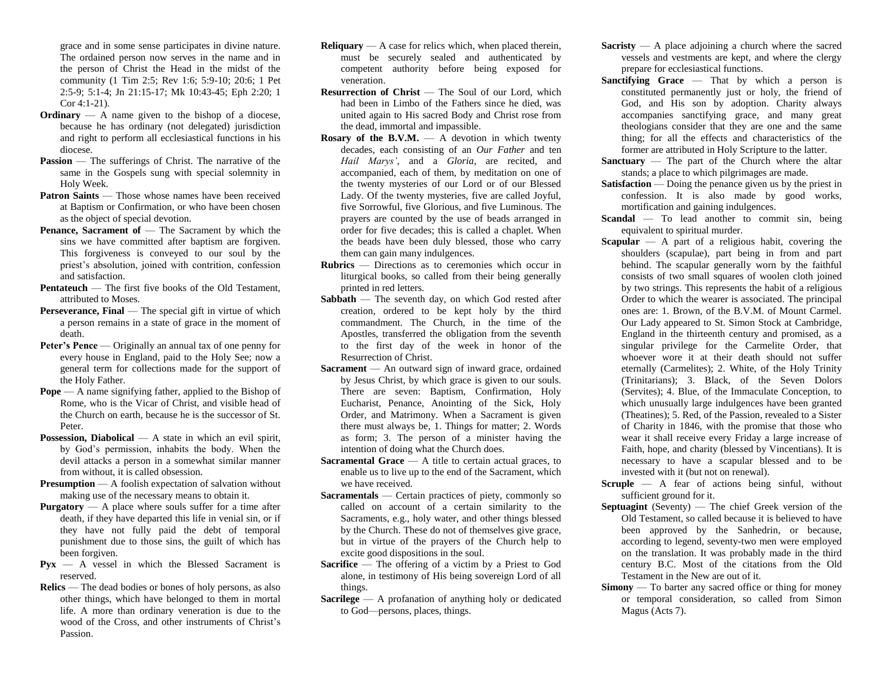grace and in some sense participates in divine nature. The ordained person now serves in the name and in the person of Christ the Head in the midst of the community (1 Tim 2:5; Rev 1:6; 5:9-10; 20:6; 1 Pet 2:5-9; 5:1-4; Jn 21:15-17; Mk 10:43-45; Eph 2:20; 1 Cor 4:1-21).

**Ordinary** — A name given to the bishop of a diocese, because he has ordinary (not delegated) jurisdiction and right to perform all ecclesiastical functions in his diocese.

**Passion** — The sufferings of Christ. The narrative of the same in the Gospels sung with special solemnity in Holy Week.

**Patron Saints** — Those whose names have been received at Baptism or Confirmation, or who have been chosen as the object of special devotion.

**Penance, Sacrament of** — The Sacrament by which the sins we have committed after baptism are forgiven. This forgiveness is conveyed to our soul by the priest's absolution, joined with contrition, confession and satisfaction.

**Pentateuch** — The first five books of the Old Testament, attributed to Moses.

**Perseverance, Final** — The special gift in virtue of which a person remains in a state of grace in the moment of death.

**Peter's Pence** — Originally an annual tax of one penny for every house in England, paid to the Holy See; now a general term for collections made for the support of the Holy Father.

**Pope** — A name signifying father, applied to the Bishop of Rome, who is the Vicar of Christ, and visible head of the Church on earth, because he is the successor of St. Peter.

**Possession, Diabolical** — A state in which an evil spirit, by God's permission, inhabits the body. When the devil attacks a person in a somewhat similar manner from without, it is called obsession.

**Presumption** — A foolish expectation of salvation without making use of the necessary means to obtain it.

**Purgatory** — A place where souls suffer for a time after death, if they have departed this life in venial sin, or if they have not fully paid the debt of temporal punishment due to those sins, the guilt of which has been forgiven.

**Pyx** — A vessel in which the Blessed Sacrament is reserved.

**Relics** — The dead bodies or bones of holy persons, as also other things, which have belonged to them in mortal life. A more than ordinary veneration is due to the wood of the Cross, and other instruments of Christ's Passion.

**Reliquary** — A case for relics which, when placed therein, must be securely sealed and authenticated by competent authority before being exposed for veneration.

**Resurrection of Christ** — The Soul of our Lord, which had been in Limbo of the Fathers since he died, was united again to His sacred Body and Christ rose from the dead, immortal and impassible.

**Rosary of the B.V.M.** — A devotion in which twenty decades, each consisting of an *Our Father* and ten *Hail Marys'*, and a *Gloria*, are recited, and accompanied, each of them, by meditation on one of the twenty mysteries of our Lord or of our Blessed Lady. Of the twenty mysteries, five are called Joyful, five Sorrowful, five Glorious, and five Luminous. The prayers are counted by the use of beads arranged in order for five decades; this is called a chaplet. When the beads have been duly blessed, those who carry them can gain many indulgences.

**Rubrics** — Directions as to ceremonies which occur in liturgical books, so called from their being generally printed in red letters.

**Sabbath** — The seventh day, on which God rested after creation, ordered to be kept holy by the third commandment. The Church, in the time of the Apostles, transferred the obligation from the seventh to the first day of the week in honor of the Resurrection of Christ.

**Sacrament** — An outward sign of inward grace, ordained by Jesus Christ, by which grace is given to our souls. There are seven: Baptism, Confirmation, Holy Eucharist, Penance, Anointing of the Sick, Holy Order, and Matrimony. When a Sacrament is given there must always be, 1. Things for matter; 2. Words as form; 3. The person of a minister having the intention of doing what the Church does.

**Sacramental Grace** — A title to certain actual graces, to enable us to live up to the end of the Sacrament, which we have received.

**Sacramentals** — Certain practices of piety, commonly so called on account of a certain similarity to the Sacraments, e.g., holy water, and other things blessed by the Church. These do not of themselves give grace, but in virtue of the prayers of the Church help to excite good dispositions in the soul.

**Sacrifice** — The offering of a victim by a Priest to God alone, in testimony of His being sovereign Lord of all things.

**Sacrilege** — A profanation of anything holy or dedicated to God—persons, places, things.

**Sacristy** — A place adjoining a church where the sacred vessels and vestments are kept, and where the clergy prepare for ecclesiastical functions.

**Sanctifying Grace** — That by which a person is constituted permanently just or holy, the friend of God, and His son by adoption. Charity always accompanies sanctifying grace, and many great theologians consider that they are one and the same thing; for all the effects and characteristics of the former are attributed in Holy Scripture to the latter.

**Sanctuary** — The part of the Church where the altar stands; a place to which pilgrimages are made.

**Satisfaction** — Doing the penance given us by the priest in confession. It is also made by good works, mortification and gaining indulgences.

**Scandal** — To lead another to commit sin, being equivalent to spiritual murder.

**Scapular** — A part of a religious habit, covering the shoulders (scapulae), part being in from and part behind. The scapular generally worn by the faithful consists of two small squares of woolen cloth joined by two strings. This represents the habit of a religious Order to which the wearer is associated. The principal ones are: 1. Brown, of the B.V.M. of Mount Carmel. Our Lady appeared to St. Simon Stock at Cambridge, England in the thirteenth century and promised, as a singular privilege for the Carmelite Order, that whoever wore it at their death should not suffer eternally (Carmelites); 2. White, of the Holy Trinity (Trinitarians); 3. Black, of the Seven Dolors (Servites); 4. Blue, of the Immaculate Conception, to which unusually large indulgences have been granted (Theatines); 5. Red, of the Passion, revealed to a Sister of Charity in 1846, with the promise that those who wear it shall receive every Friday a large increase of Faith, hope, and charity (blessed by Vincentians). It is necessary to have a scapular blessed and to be invested with it (but not on renewal).

**Scruple** — A fear of actions being sinful, without sufficient ground for it.

**Septuagint** (Seventy) — The chief Greek version of the Old Testament, so called because it is believed to have been approved by the Sanhedrin, or because, according to legend, seventy-two men were employed on the translation. It was probably made in the third century B.C. Most of the citations from the Old Testament in the New are out of it.

**Simony** — To barter any sacred office or thing for money or temporal consideration, so called from Simon Magus (Acts 7).